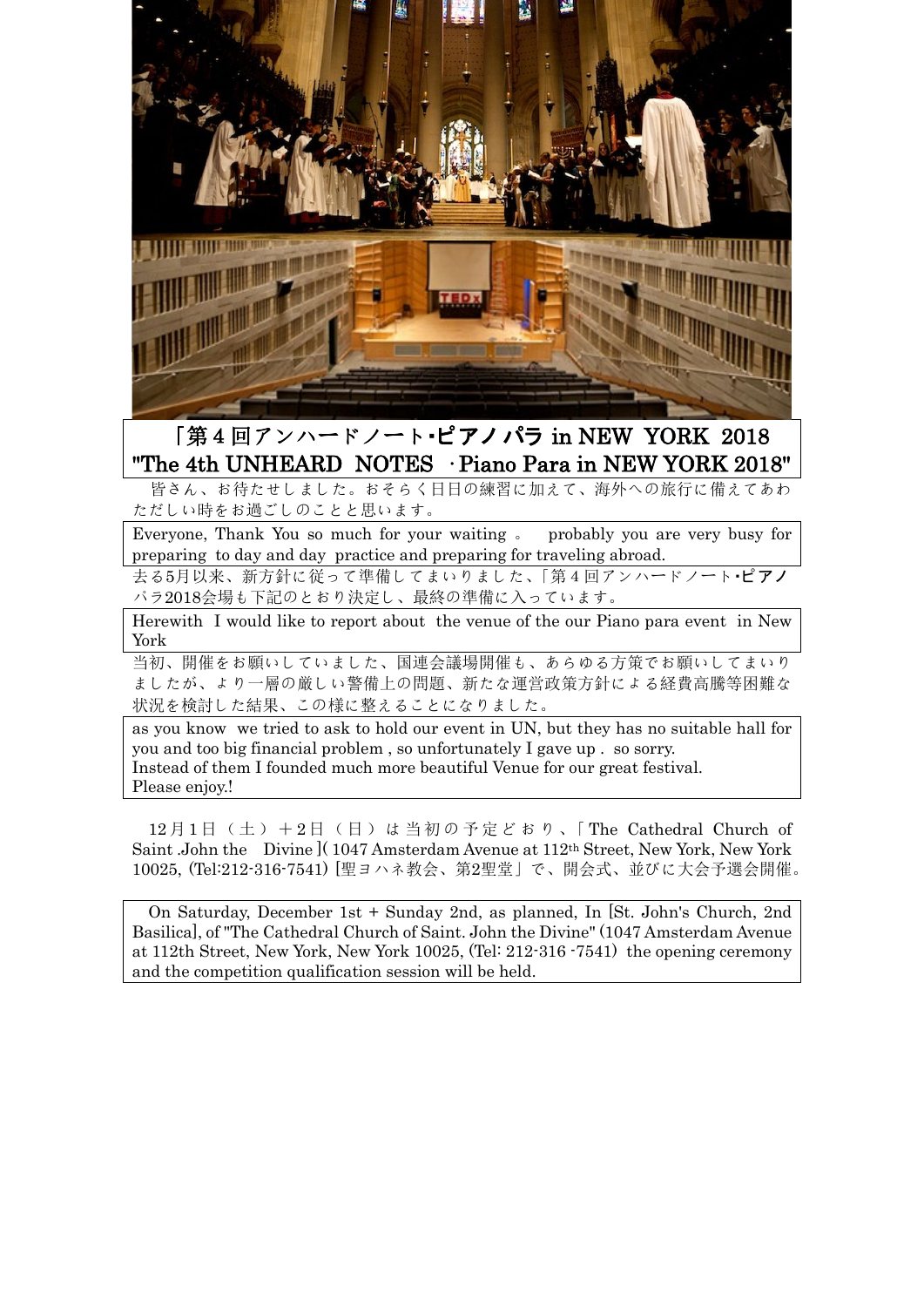# 「第４回アンハードノート･ピアノパラ in NEW YORK 2018
# "The 4th UNHEARD NOTES ·Piano Para in NEW YORK 2018"

皆さん、お待たせしました。おそらく日日の練習に加えて、海外への旅行に備えてあわただしい時をお過ごしのことと思います。

Everyone, Thank You so much for your waiting 。 probably you are very busy for preparing to day and day practice and preparing for traveling abroad.

去る5月以来、新方針に従って準備してまいりました、「第４回アンハードノート･ピアノパラ2018会場も下記のとおり決定し、最終の準備に入っています。

Herewith I would like to report about the venue of the our Piano para event in New York

当初、開催をお願いしていました、国連会議場開催も、あらゆる方策でお願いしてまいりましたが、より一層の厳しい警備上の問題、新たな運営政策方針による経費高騰等困難な状況を検討した結果、この様に整えることになりました。

as you know we tried to ask to hold our event in UN, but they has no suitable hall for you and too big financial problem , so unfortunately I gave up . so sorry.
Instead of them I founded much more beautiful Venue for our great festival.
Please enjoy.!

12月１日（土）＋2日（日）は当初の予定どおり、「The Cathedral Church of Saint .John the Divine ]( 1047 Amsterdam Avenue at 112th Street, New York, New York 10025, (Tel:212-316-7541) [聖ヨハネ教会、第2聖堂」で、開会式、並びに大会予選会開催。

On Saturday, December 1st + Sunday 2nd, as planned, In [St. John's Church, 2nd Basilica], of "The Cathedral Church of Saint. John the Divine" (1047 Amsterdam Avenue at 112th Street, New York, New York 10025, (Tel: 212-316 -7541) the opening ceremony and the competition qualification session will be held.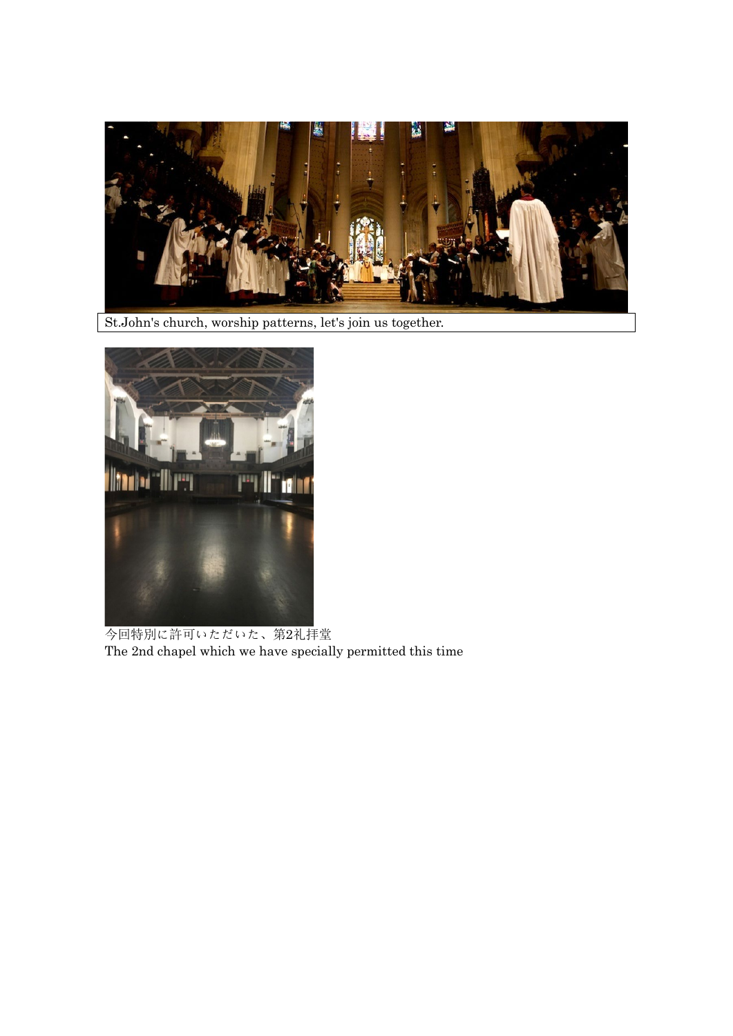St.John's church, worship patterns, let's join us together.

今回特別に許可いただいた、第2礼拝堂
The 2nd chapel which we have specially permitted this time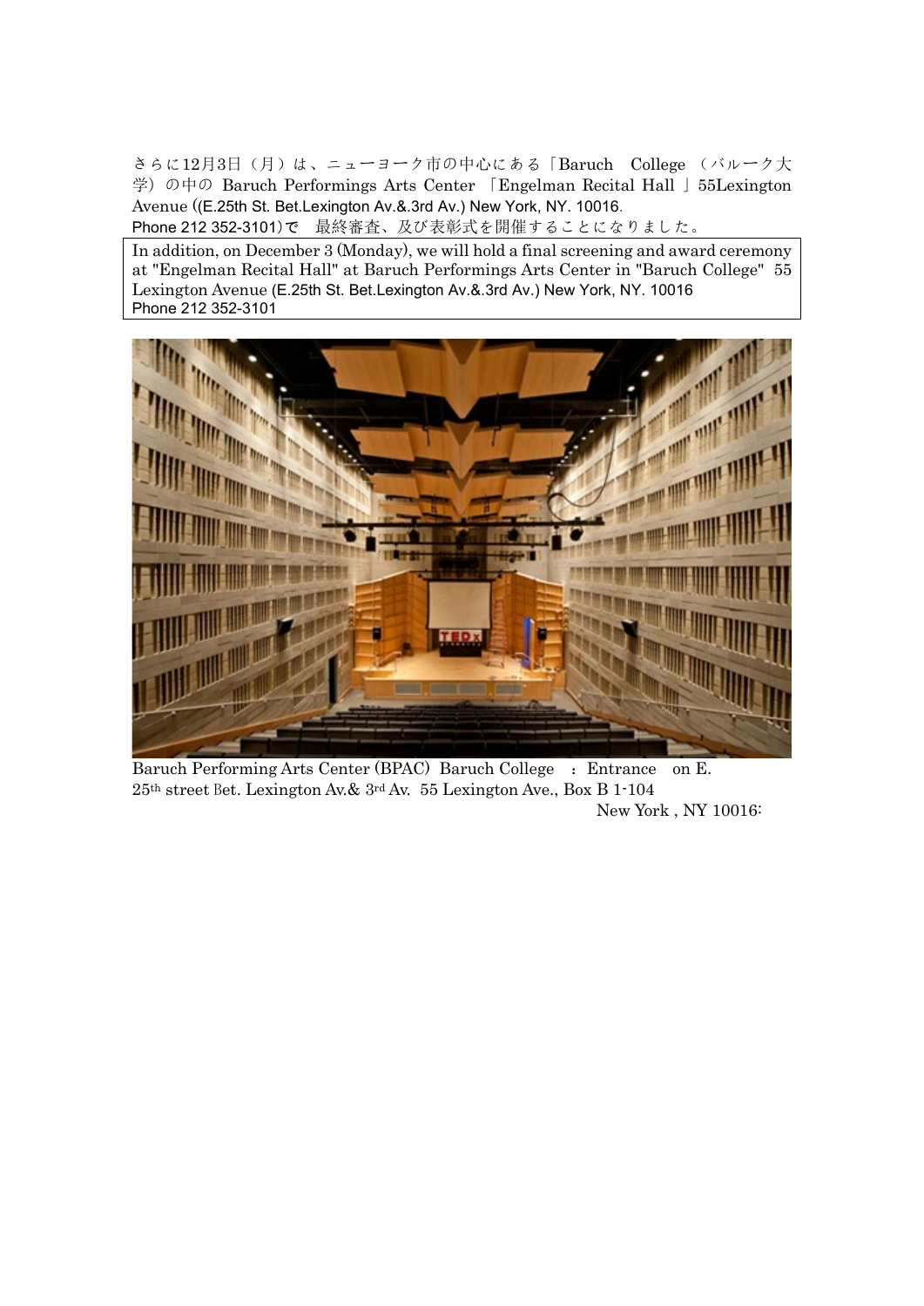さらに12月3日（月）は、ニューヨーク市の中心にある「Baruch　College （バルーク大学）の中の Baruch Performings Arts Center 「Engelman Recital Hall 」55Lexington Avenue ((E.25th St. Bet.Lexington Av.&.3rd Av.) New York, NY. 10016.
Phone 212 352-3101)で　最終審査、及び表彰式を開催することになりました。

In addition, on December 3 (Monday), we will hold a final screening and award ceremony at "Engelman Recital Hall" at Baruch Performings Arts Center in "Baruch College"  55 Lexington Avenue (E.25th St. Bet.Lexington Av.&.3rd Av.) New York, NY. 10016
Phone 212 352-3101

Baruch Performing Arts Center (BPAC)  Baruch College　: Entrance　on E. 25th street Bet. Lexington Av.& 3rd Av.  55 Lexington Ave., Box B 1-104
New York , NY 10016: